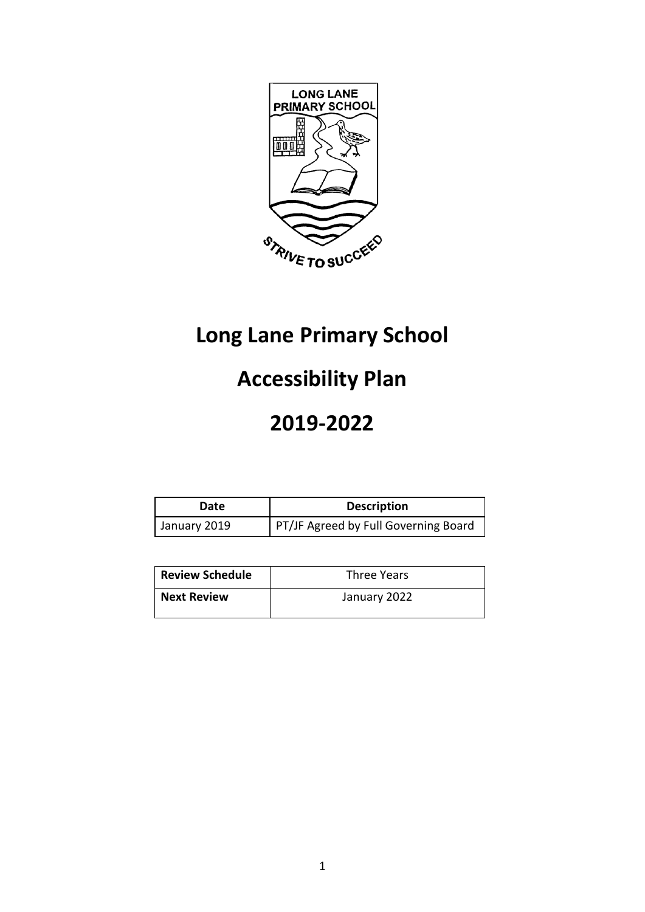# Long Lane Primary School

# Accessibility Plan

# 2019-2022

| Date | Description |
| --- | --- |
| January 2019 | PT/JF Agreed by Full Governing Board |

| **Review Schedule** | Three Years |
| --- | --- |
| **Next Review** | January 2022 |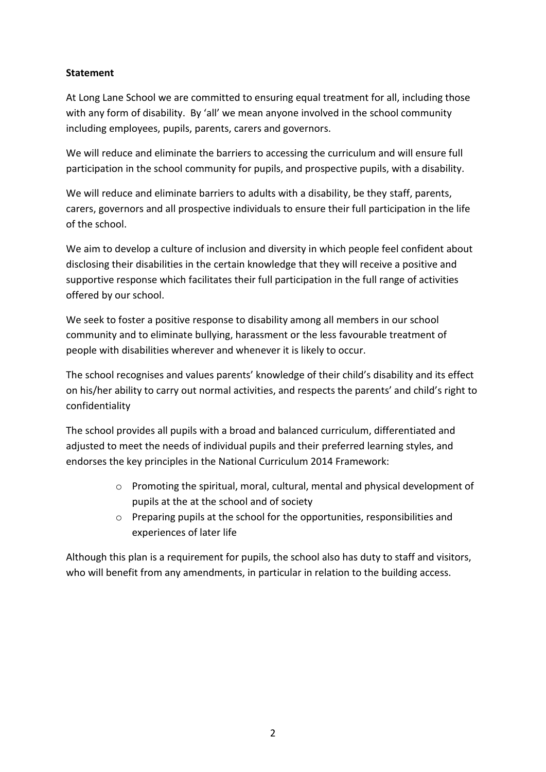**Statement**

At Long Lane School we are committed to ensuring equal treatment for all, including those with any form of disability. By 'all' we mean anyone involved in the school community including employees, pupils, parents, carers and governors.

We will reduce and eliminate the barriers to accessing the curriculum and will ensure full participation in the school community for pupils, and prospective pupils, with a disability.

We will reduce and eliminate barriers to adults with a disability, be they staff, parents, carers, governors and all prospective individuals to ensure their full participation in the life of the school.

We aim to develop a culture of inclusion and diversity in which people feel confident about disclosing their disabilities in the certain knowledge that they will receive a positive and supportive response which facilitates their full participation in the full range of activities offered by our school.

We seek to foster a positive response to disability among all members in our school community and to eliminate bullying, harassment or the less favourable treatment of people with disabilities wherever and whenever it is likely to occur.

The school recognises and values parents' knowledge of their child's disability and its effect on his/her ability to carry out normal activities, and respects the parents' and child's right to confidentiality

The school provides all pupils with a broad and balanced curriculum, differentiated and adjusted to meet the needs of individual pupils and their preferred learning styles, and endorses the key principles in the National Curriculum 2014 Framework:

- Promoting the spiritual, moral, cultural, mental and physical development of pupils at the at the school and of society
- Preparing pupils at the school for the opportunities, responsibilities and experiences of later life

Although this plan is a requirement for pupils, the school also has duty to staff and visitors, who will benefit from any amendments, in particular in relation to the building access.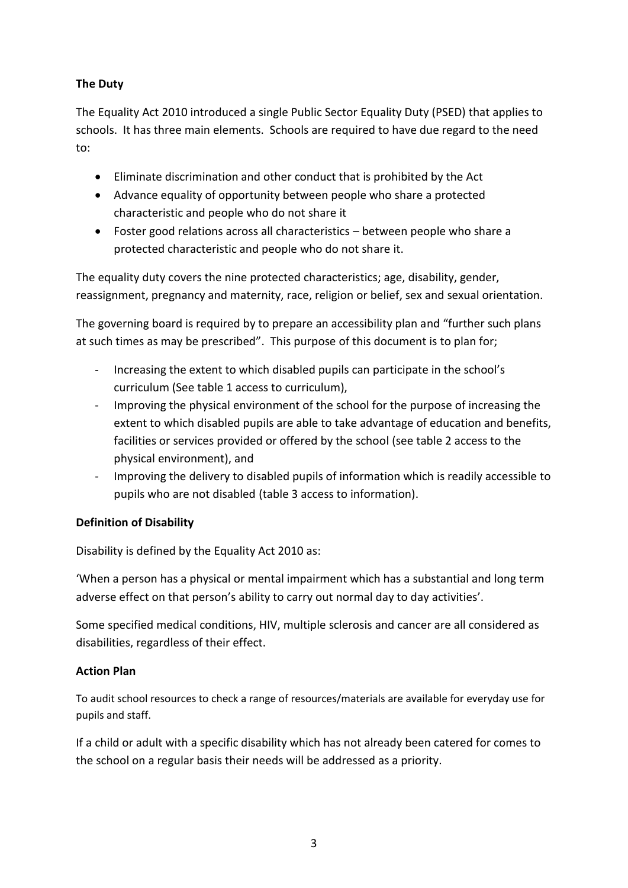**The Duty**

The Equality Act 2010 introduced a single Public Sector Equality Duty (PSED) that applies to schools. It has three main elements. Schools are required to have due regard to the need to:

- Eliminate discrimination and other conduct that is prohibited by the Act
- Advance equality of opportunity between people who share a protected characteristic and people who do not share it
- Foster good relations across all characteristics – between people who share a protected characteristic and people who do not share it.

The equality duty covers the nine protected characteristics; age, disability, gender, reassignment, pregnancy and maternity, race, religion or belief, sex and sexual orientation.

The governing board is required by to prepare an accessibility plan and "further such plans at such times as may be prescribed". This purpose of this document is to plan for;

- Increasing the extent to which disabled pupils can participate in the school's curriculum (See table 1 access to curriculum),
- Improving the physical environment of the school for the purpose of increasing the extent to which disabled pupils are able to take advantage of education and benefits, facilities or services provided or offered by the school (see table 2 access to the physical environment), and
- Improving the delivery to disabled pupils of information which is readily accessible to pupils who are not disabled (table 3 access to information).

**Definition of Disability**

Disability is defined by the Equality Act 2010 as:

'When a person has a physical or mental impairment which has a substantial and long term adverse effect on that person's ability to carry out normal day to day activities'.

Some specified medical conditions, HIV, multiple sclerosis and cancer are all considered as disabilities, regardless of their effect.

**Action Plan**

To audit school resources to check a range of resources/materials are available for everyday use for pupils and staff.

If a child or adult with a specific disability which has not already been catered for comes to the school on a regular basis their needs will be addressed as a priority.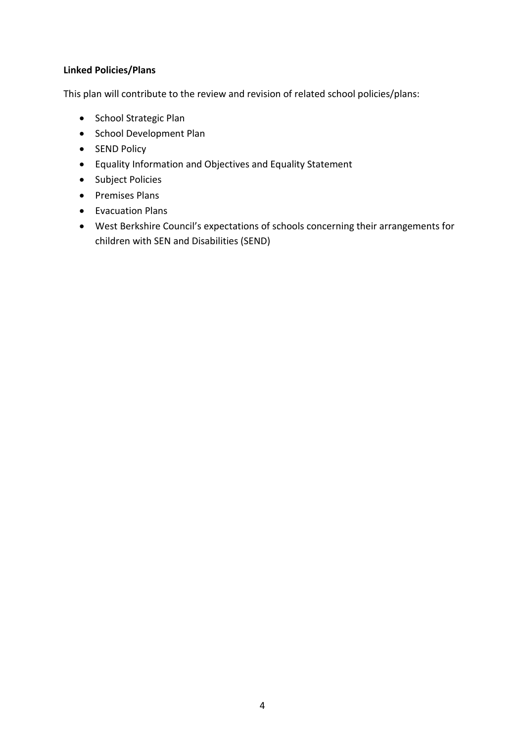**Linked Policies/Plans**

This plan will contribute to the review and revision of related school policies/plans:

- School Strategic Plan
- School Development Plan
- SEND Policy
- Equality Information and Objectives and Equality Statement
- Subject Policies
- Premises Plans
- Evacuation Plans
- West Berkshire Council's expectations of schools concerning their arrangements for children with SEN and Disabilities (SEND)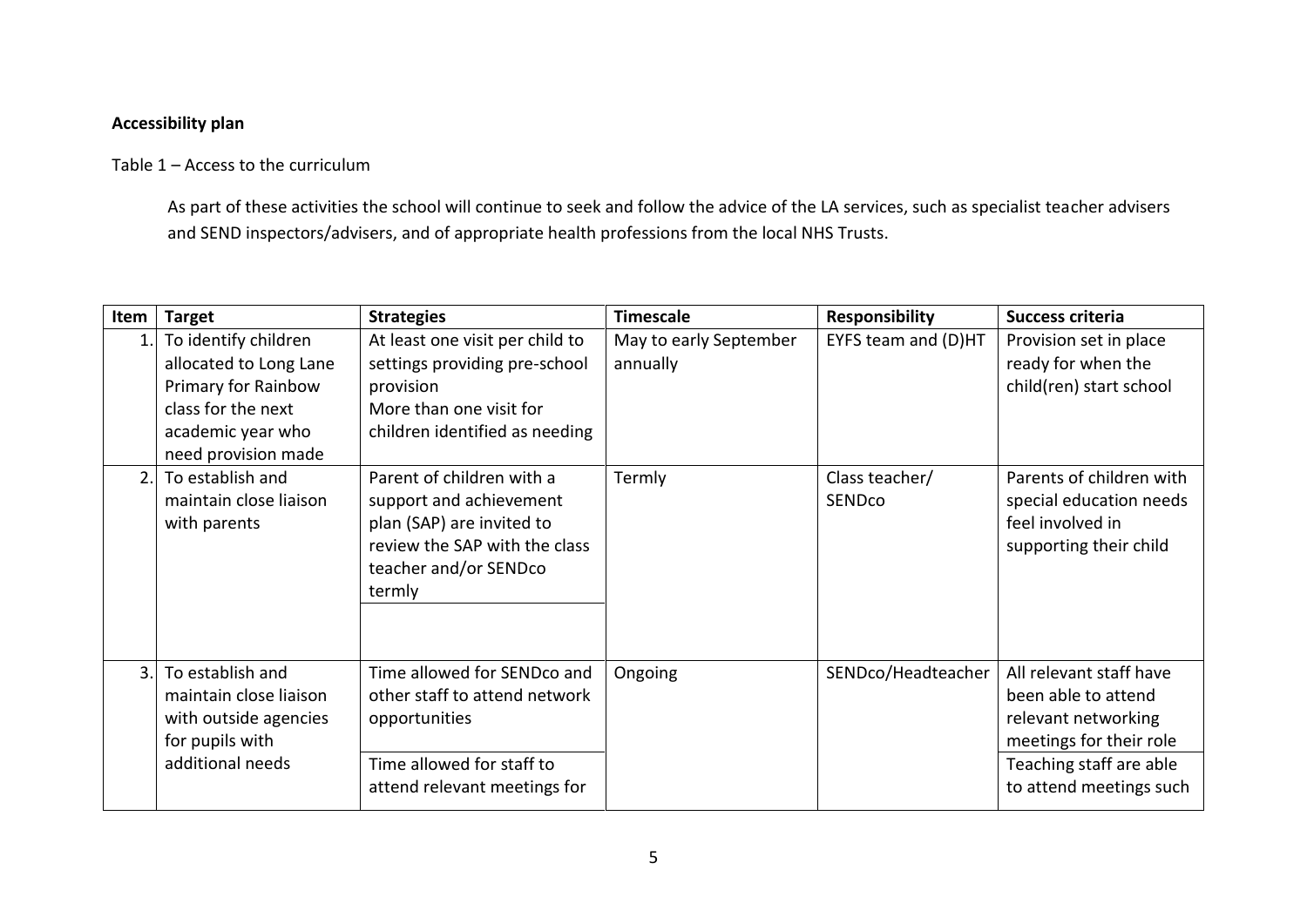**Accessibility plan**

Table 1 – Access to the curriculum

As part of these activities the school will continue to seek and follow the advice of the LA services, such as specialist teacher advisers and SEND inspectors/advisers, and of appropriate health professions from the local NHS Trusts.

| Item | Target | Strategies | Timescale | Responsibility | Success criteria |
|---|---|---|---|---|---|
| 1. | To identify children allocated to Long Lane Primary for Rainbow class for the next academic year who need provision made | At least one visit per child to settings providing pre-school provision<br>More than one visit for children identified as needing | May to early September annually | EYFS team and (D)HT | Provision set in place ready for when the child(ren) start school |
| 2. | To establish and maintain close liaison with parents | Parent of children with a support and achievement plan (SAP) are invited to review the SAP with the class teacher and/or SENDco termly | Termly | Class teacher/ SENDco | Parents of children with special education needs feel involved in supporting their child |
| 3. | To establish and maintain close liaison with outside agencies for pupils with additional needs | Time allowed for SENDco and other staff to attend network opportunities | Ongoing | SENDco/Headteacher | All relevant staff have been able to attend relevant networking meetings for their role |
| | | Time allowed for staff to attend relevant meetings for | | | Teaching staff are able to attend meetings such |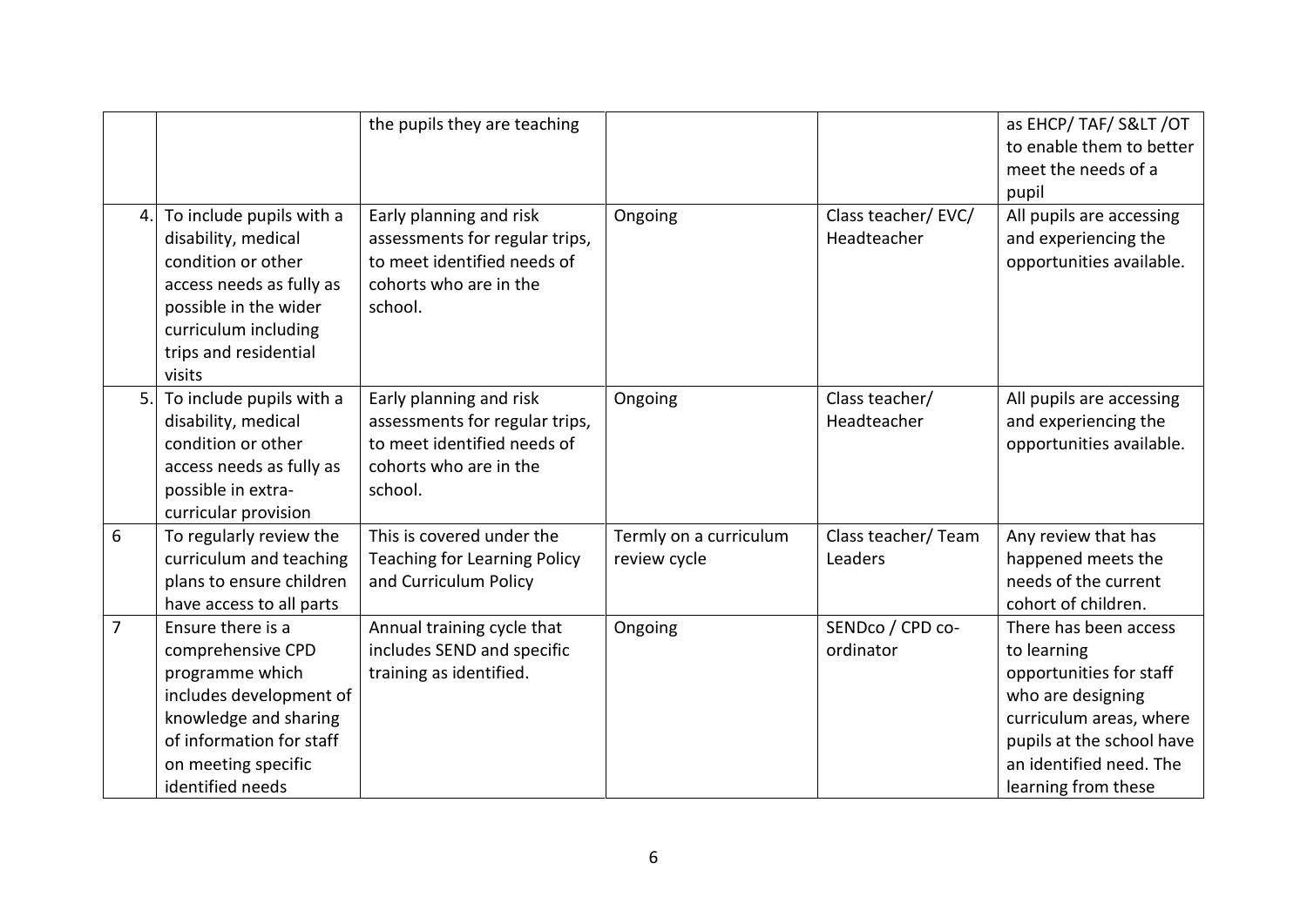| | | | | | |
|---|---|---|---|---|---|
| | | the pupils they are teaching | | | as EHCP/ TAF/ S&LT /OT to enable them to better meet the needs of a pupil |
| 4. | To include pupils with a disability, medical condition or other access needs as fully as possible in the wider curriculum including trips and residential visits | Early planning and risk assessments for regular trips, to meet identified needs of cohorts who are in the school. | Ongoing | Class teacher/ EVC/ Headteacher | All pupils are accessing and experiencing the opportunities available. |
| 5. | To include pupils with a disability, medical condition or other access needs as fully as possible in extra-curricular provision | Early planning and risk assessments for regular trips, to meet identified needs of cohorts who are in the school. | Ongoing | Class teacher/ Headteacher | All pupils are accessing and experiencing the opportunities available. |
| 6 | To regularly review the curriculum and teaching plans to ensure children have access to all parts | This is covered under the Teaching for Learning Policy and Curriculum Policy | Termly on a curriculum review cycle | Class teacher/ Team Leaders | Any review that has happened meets the needs of the current cohort of children. |
| 7 | Ensure there is a comprehensive CPD programme which includes development of knowledge and sharing of information for staff on meeting specific identified needs | Annual training cycle that includes SEND and specific training as identified. | Ongoing | SENDco / CPD co-ordinator | There has been access to learning opportunities for staff who are designing curriculum areas, where pupils at the school have an identified need. The learning from these |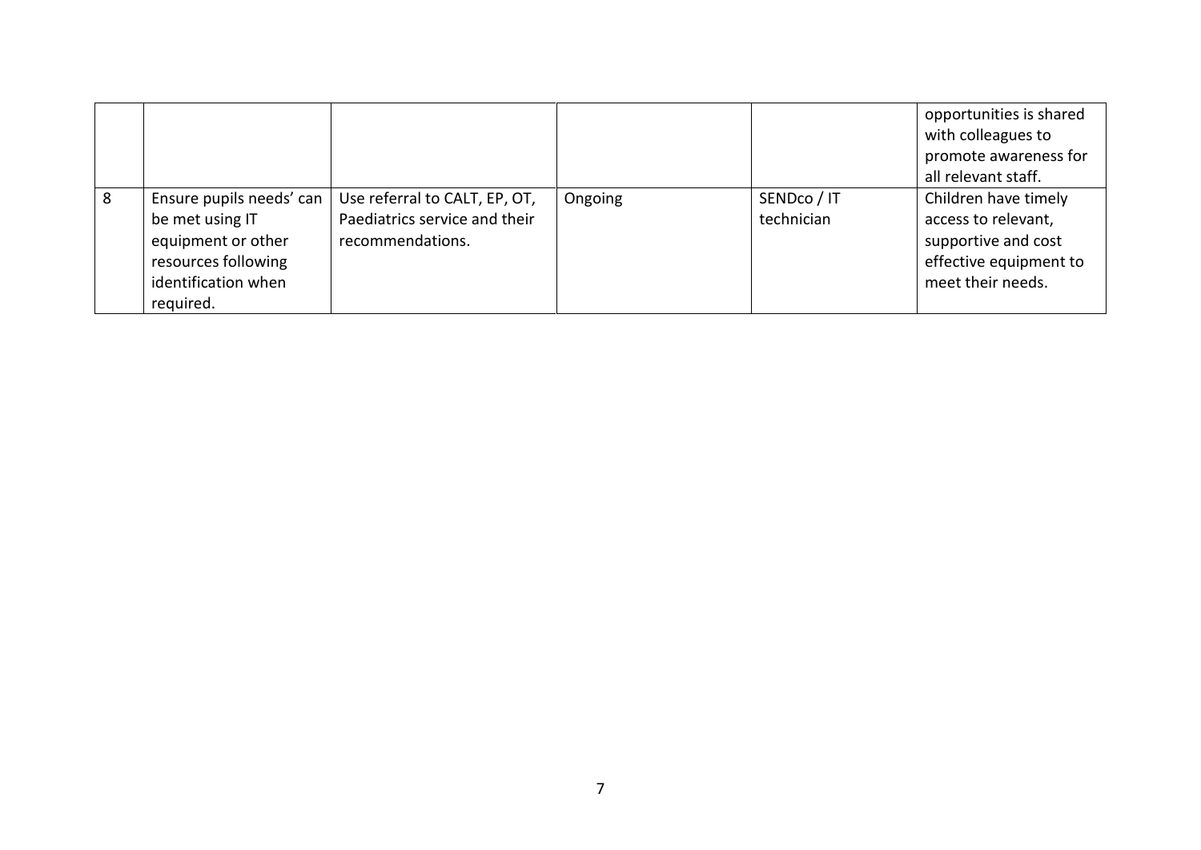| | | | | | |
|---|---|---|---|---|---|
| | | | | | opportunities is shared with colleagues to promote awareness for all relevant staff. |
| 8 | Ensure pupils needs' can be met using IT equipment or other resources following identification when required. | Use referral to CALT, EP, OT, Paediatrics service and their recommendations. | Ongoing | SENDco / IT technician | Children have timely access to relevant, supportive and cost effective equipment to meet their needs. |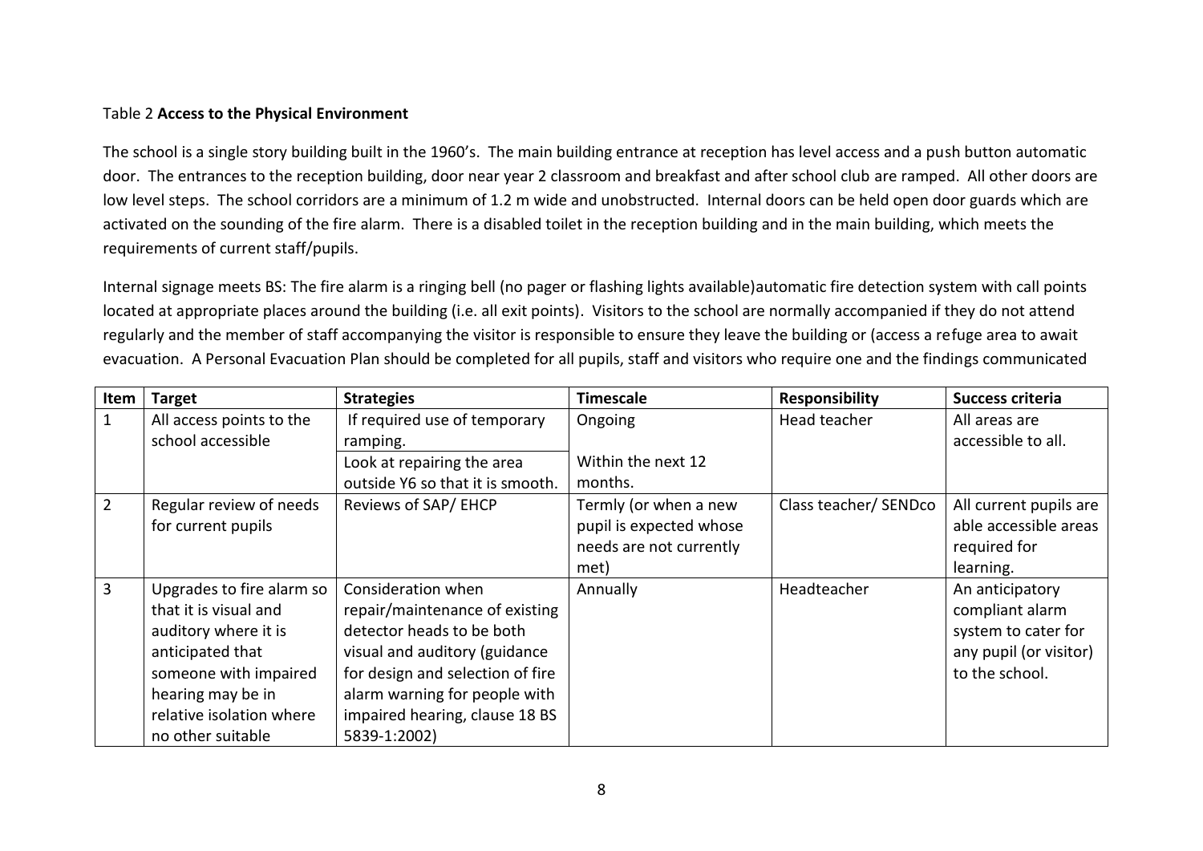Table 2 **Access to the Physical Environment**

The school is a single story building built in the 1960's. The main building entrance at reception has level access and a push button automatic door. The entrances to the reception building, door near year 2 classroom and breakfast and after school club are ramped. All other doors are low level steps. The school corridors are a minimum of 1.2 m wide and unobstructed. Internal doors can be held open door guards which are activated on the sounding of the fire alarm. There is a disabled toilet in the reception building and in the main building, which meets the requirements of current staff/pupils.

Internal signage meets BS: The fire alarm is a ringing bell (no pager or flashing lights available)automatic fire detection system with call points located at appropriate places around the building (i.e. all exit points). Visitors to the school are normally accompanied if they do not attend regularly and the member of staff accompanying the visitor is responsible to ensure they leave the building or (access a refuge area to await evacuation. A Personal Evacuation Plan should be completed for all pupils, staff and visitors who require one and the findings communicated

| Item | Target | Strategies | Timescale | Responsibility | Success criteria |
|---|---|---|---|---|---|
| 1 | All access points to the school accessible | If required use of temporary ramping. | Ongoing | Head teacher | All areas are accessible to all. |
| | | Look at repairing the area outside Y6 so that it is smooth. | Within the next 12 months. | | |
| 2 | Regular review of needs for current pupils | Reviews of SAP/ EHCP | Termly (or when a new pupil is expected whose needs are not currently met) | Class teacher/ SENDco | All current pupils are able accessible areas required for learning. |
| 3 | Upgrades to fire alarm so that it is visual and auditory where it is anticipated that someone with impaired hearing may be in relative isolation where no other suitable | Consideration when repair/maintenance of existing detector heads to be both visual and auditory (guidance for design and selection of fire alarm warning for people with impaired hearing, clause 18 BS 5839-1:2002) | Annually | Headteacher | An anticipatory compliant alarm system to cater for any pupil (or visitor) to the school. |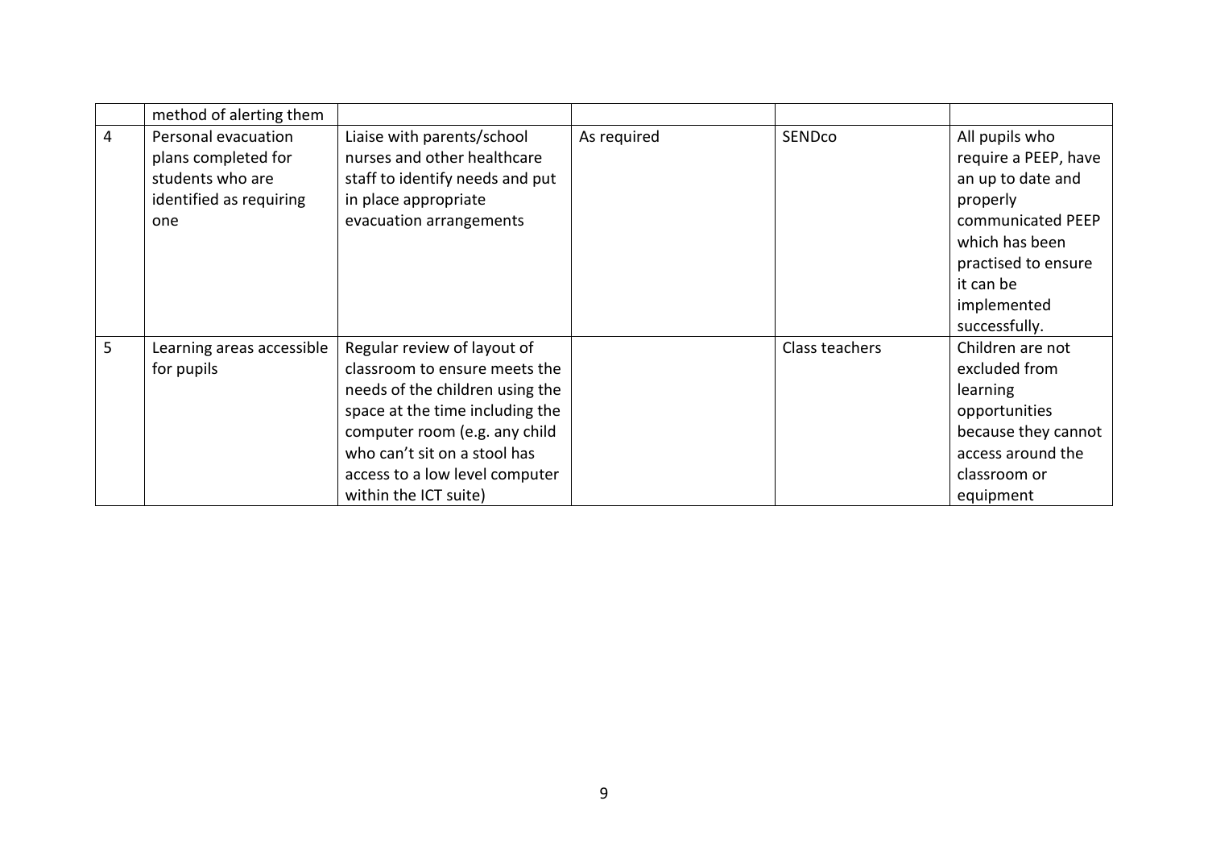| | | | | | |
|---|---|---|---|---|---|
| | method of alerting them | | | | |
| 4 | Personal evacuation plans completed for students who are identified as requiring one | Liaise with parents/school nurses and other healthcare staff to identify needs and put in place appropriate evacuation arrangements | As required | SENDco | All pupils who require a PEEP, have an up to date and properly communicated PEEP which has been practised to ensure it can be implemented successfully. |
| 5 | Learning areas accessible for pupils | Regular review of layout of classroom to ensure meets the needs of the children using the space at the time including the computer room (e.g. any child who can't sit on a stool has access to a low level computer within the ICT suite) | | Class teachers | Children are not excluded from learning opportunities because they cannot access around the classroom or equipment |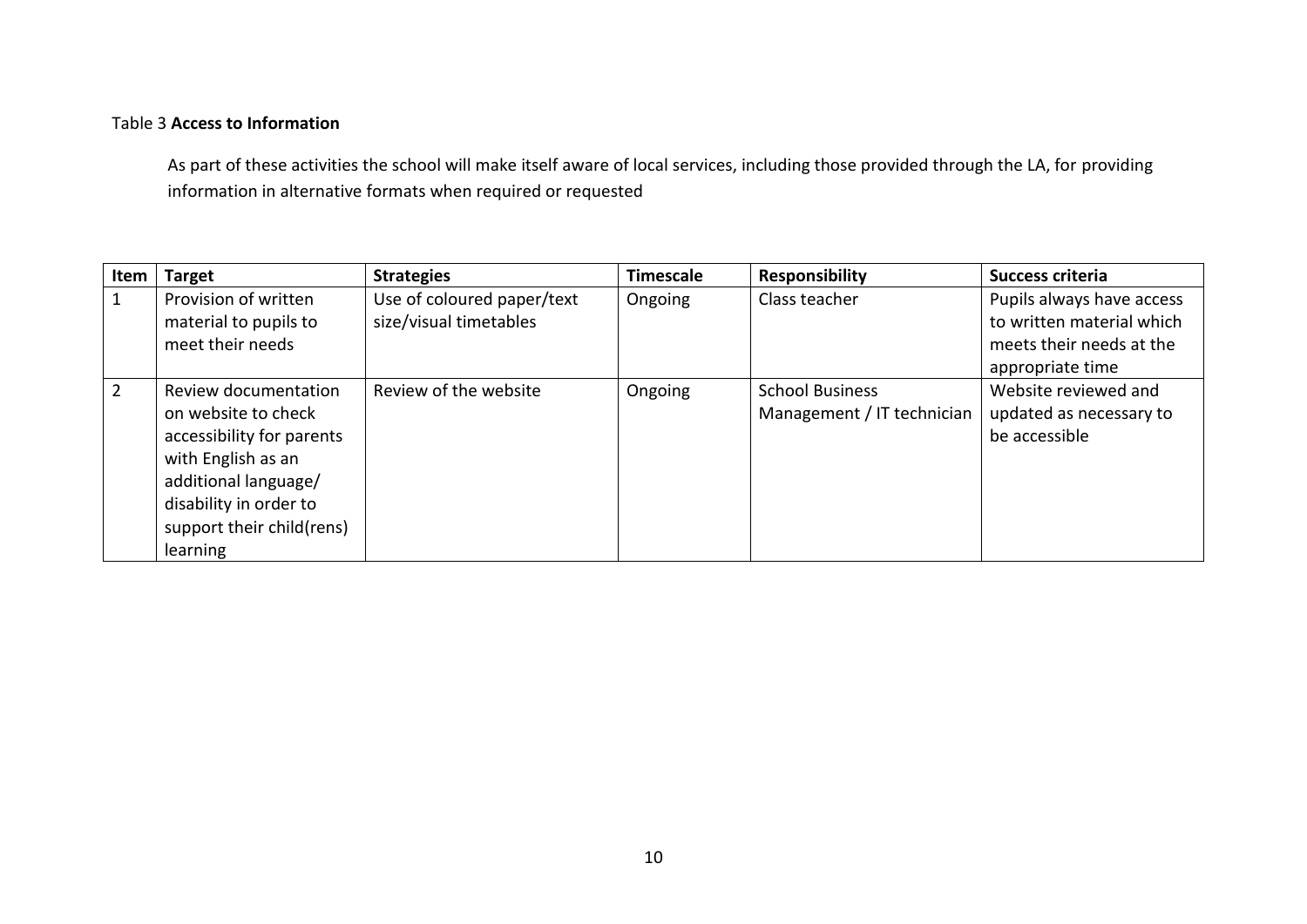Table 3 **Access to Information**

As part of these activities the school will make itself aware of local services, including those provided through the LA, for providing information in alternative formats when required or requested

| Item | Target | Strategies | Timescale | Responsibility | Success criteria |
|---|---|---|---|---|---|
| 1 | Provision of written material to pupils to meet their needs | Use of coloured paper/text size/visual timetables | Ongoing | Class teacher | Pupils always have access to written material which meets their needs at the appropriate time |
| 2 | Review documentation on website to check accessibility for parents with English as an additional language/ disability in order to support their child(rens) learning | Review of the website | Ongoing | School Business Management / IT technician | Website reviewed and updated as necessary to be accessible |